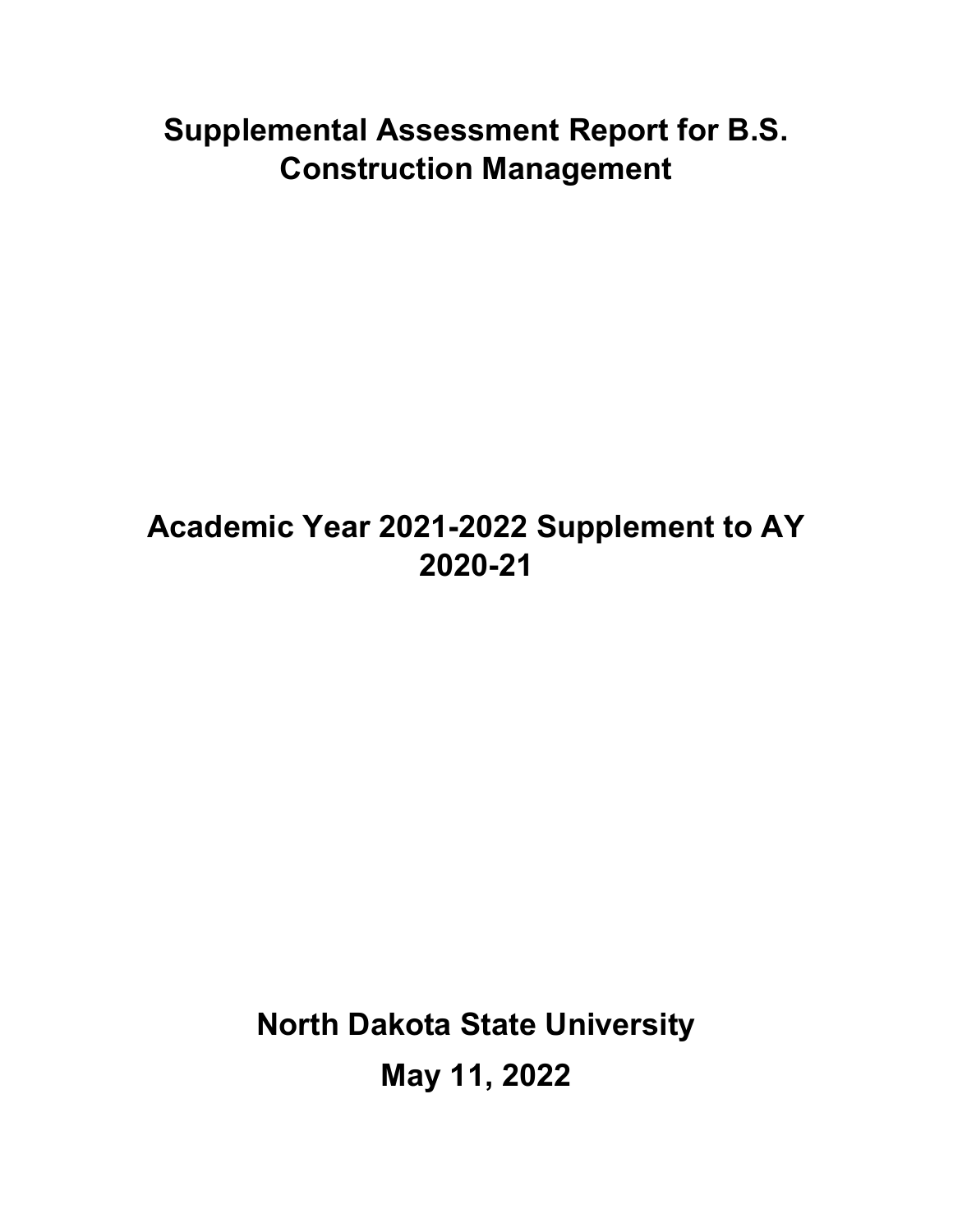# Supplemental Assessment Report for B.S. Construction Management

## Academic Year 2021-2022 Supplement to AY 2020-21

**North Dakota State University**

**May 11, 2022**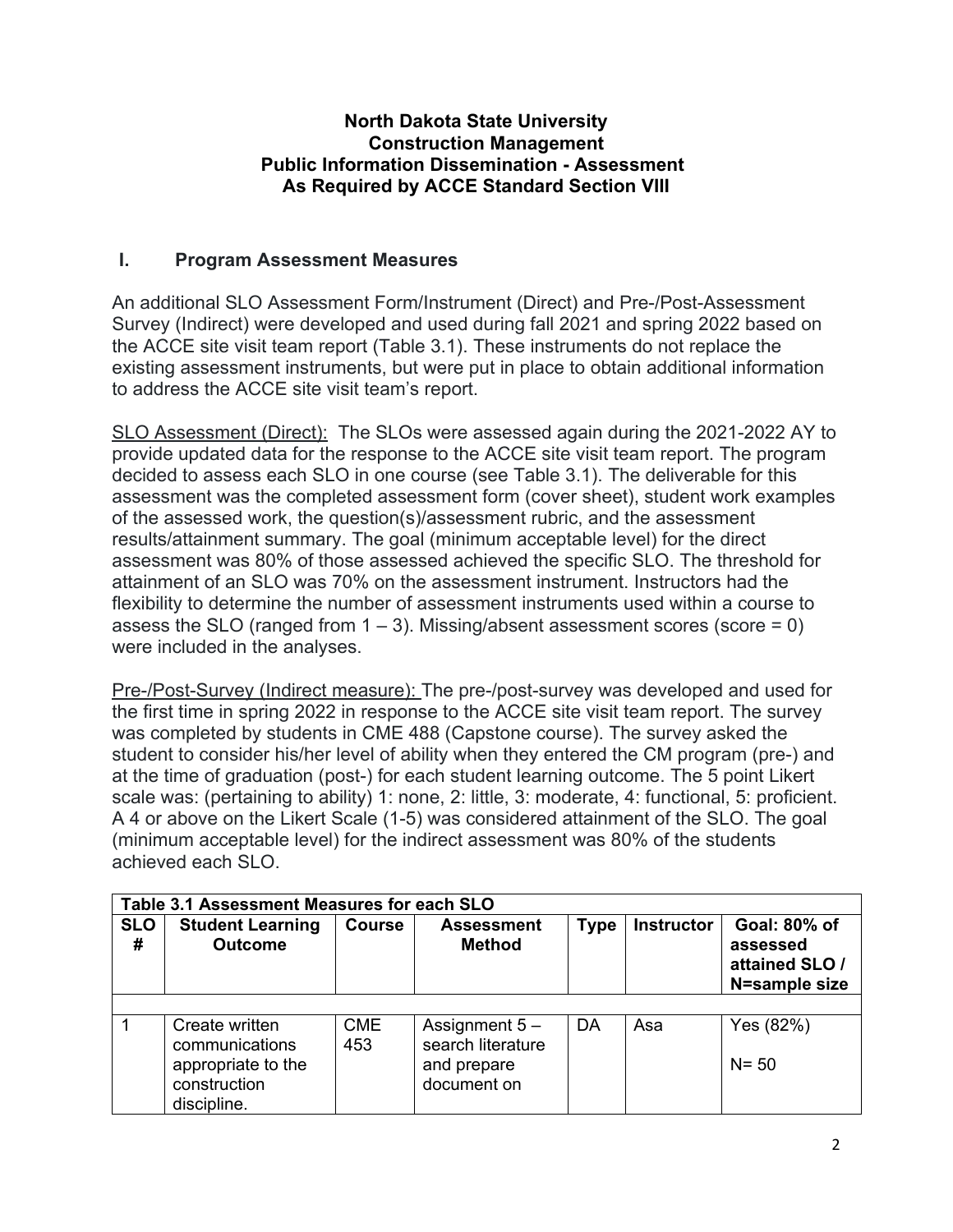**North Dakota State University**
**Construction Management**
**Public Information Dissemination - Assessment**
**As Required by ACCE Standard Section VIII**

## I. Program Assessment Measures

An additional SLO Assessment Form/Instrument (Direct) and Pre-/Post-Assessment Survey (Indirect) were developed and used during fall 2021 and spring 2022 based on the ACCE site visit team report (Table 3.1). These instruments do not replace the existing assessment instruments, but were put in place to obtain additional information to address the ACCE site visit team's report.

<u>SLO Assessment (Direct):</u> The SLOs were assessed again during the 2021-2022 AY to provide updated data for the response to the ACCE site visit team report. The program decided to assess each SLO in one course (see Table 3.1). The deliverable for this assessment was the completed assessment form (cover sheet), student work examples of the assessed work, the question(s)/assessment rubric, and the assessment results/attainment summary. The goal (minimum acceptable level) for the direct assessment was 80% of those assessed achieved the specific SLO. The threshold for attainment of an SLO was 70% on the assessment instrument. Instructors had the flexibility to determine the number of assessment instruments used within a course to assess the SLO (ranged from 1 – 3). Missing/absent assessment scores (score = 0) were included in the analyses.

<u>Pre-/Post-Survey (Indirect measure):</u> The pre-/post-survey was developed and used for the first time in spring 2022 in response to the ACCE site visit team report. The survey was completed by students in CME 488 (Capstone course). The survey asked the student to consider his/her level of ability when they entered the CM program (pre-) and at the time of graduation (post-) for each student learning outcome. The 5 point Likert scale was: (pertaining to ability) 1: none, 2: little, 3: moderate, 4: functional, 5: proficient. A 4 or above on the Likert Scale (1-5) was considered attainment of the SLO. The goal (minimum acceptable level) for the indirect assessment was 80% of the students achieved each SLO.

**Table 3.1 Assessment Measures for each SLO**

| SLO # | Student Learning Outcome | Course | Assessment Method | Type | Instructor | Goal: 80% of assessed attained SLO / N=sample size |
|---|---|---|---|---|---|---|
| | | | | | | |
| 1 | Create written communications appropriate to the construction discipline. | CME 453 | Assignment 5 – search literature and prepare document on | DA | Asa | Yes (82%) N= 50 |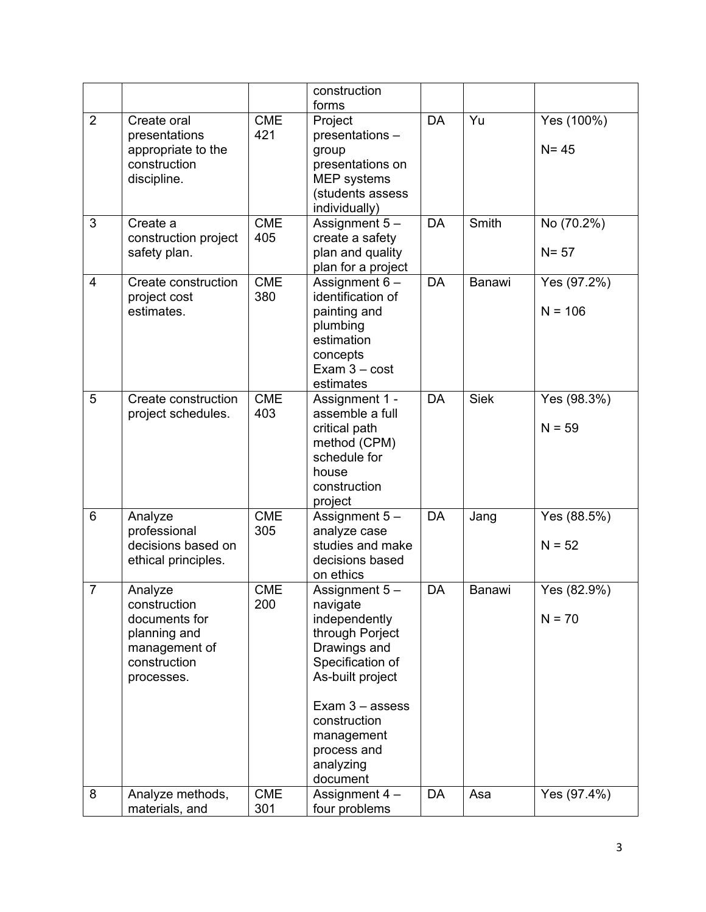| | | | construction forms | | | |
|---|---|---|---|---|---|---|
| 2 | Create oral presentations appropriate to the construction discipline. | CME 421 | Project presentations – group presentations on MEP systems (students assess individually) | DA | Yu | Yes (100%) N= 45 |
| 3 | Create a construction project safety plan. | CME 405 | Assignment 5 – create a safety plan and quality plan for a project | DA | Smith | No (70.2%) N= 57 |
| 4 | Create construction project cost estimates. | CME 380 | Assignment 6 – identification of painting and plumbing estimation concepts Exam 3 – cost estimates | DA | Banawi | Yes (97.2%) N = 106 |
| 5 | Create construction project schedules. | CME 403 | Assignment 1 - assemble a full critical path method (CPM) schedule for house construction project | DA | Siek | Yes (98.3%) N = 59 |
| 6 | Analyze professional decisions based on ethical principles. | CME 305 | Assignment 5 – analyze case studies and make decisions based on ethics | DA | Jang | Yes (88.5%) N = 52 |
| 7 | Analyze construction documents for planning and management of construction processes. | CME 200 | Assignment 5 – navigate independently through Porject Drawings and Specification of As-built project<br><br>Exam 3 – assess construction management process and analyzing document | DA | Banawi | Yes (82.9%) N = 70 |
| 8 | Analyze methods, materials, and | CME 301 | Assignment 4 – four problems | DA | Asa | Yes (97.4%) |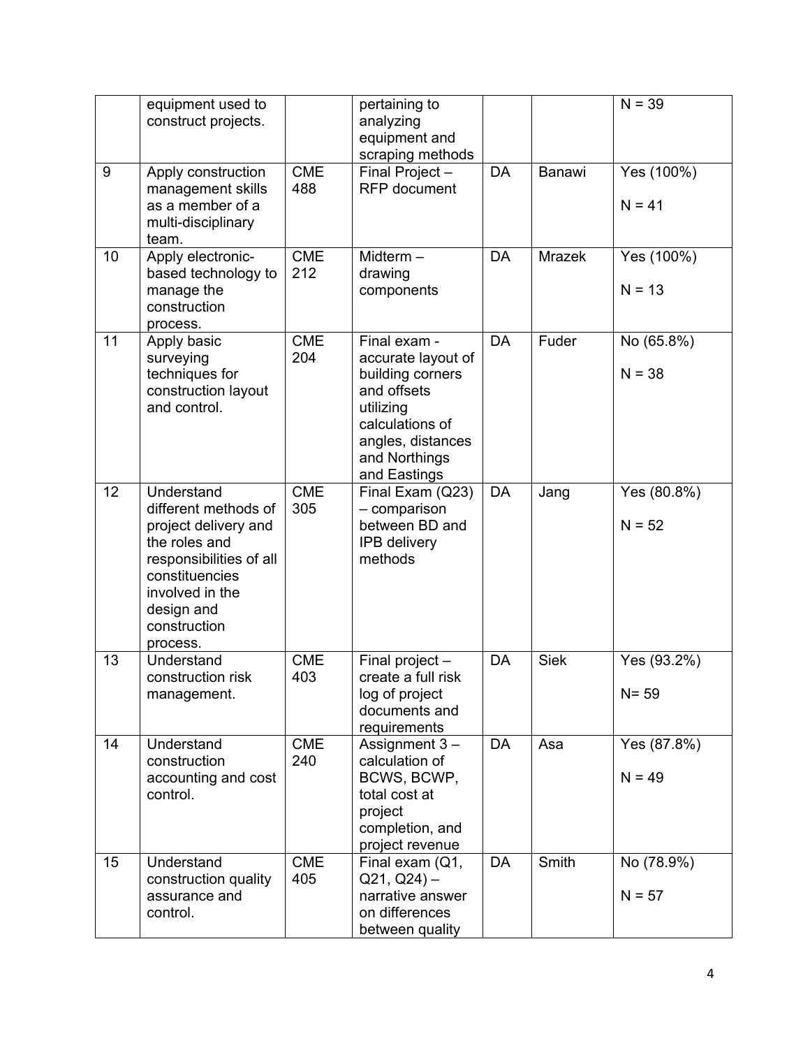|  | equipment used to construct projects. |  | pertaining to analyzing equipment and scraping methods |  |  | N = 39 |
|---|---|---|---|---|---|---|
| 9 | Apply construction management skills as a member of a multi-disciplinary team. | CME 488 | Final Project – RFP document | DA | Banawi | Yes (100%)<br><br>N = 41 |
| 10 | Apply electronic-based technology to manage the construction process. | CME 212 | Midterm – drawing components | DA | Mrazek | Yes (100%)<br><br>N = 13 |
| 11 | Apply basic surveying techniques for construction layout and control. | CME 204 | Final exam - accurate layout of building corners and offsets utilizing calculations of angles, distances and Northings and Eastings | DA | Fuder | No (65.8%)<br><br>N = 38 |
| 12 | Understand different methods of project delivery and the roles and responsibilities of all constituencies involved in the design and construction process. | CME 305 | Final Exam (Q23) – comparison between BD and IPB delivery methods | DA | Jang | Yes (80.8%)<br><br>N = 52 |
| 13 | Understand construction risk management. | CME 403 | Final project – create a full risk log of project documents and requirements | DA | Siek | Yes (93.2%)<br><br>N= 59 |
| 14 | Understand construction accounting and cost control. | CME 240 | Assignment 3 – calculation of BCWS, BCWP, total cost at project completion, and project revenue | DA | Asa | Yes (87.8%)<br><br>N = 49 |
| 15 | Understand construction quality assurance and control. | CME 405 | Final exam (Q1, Q21, Q24) – narrative answer on differences between quality | DA | Smith | No (78.9%)<br><br>N = 57 |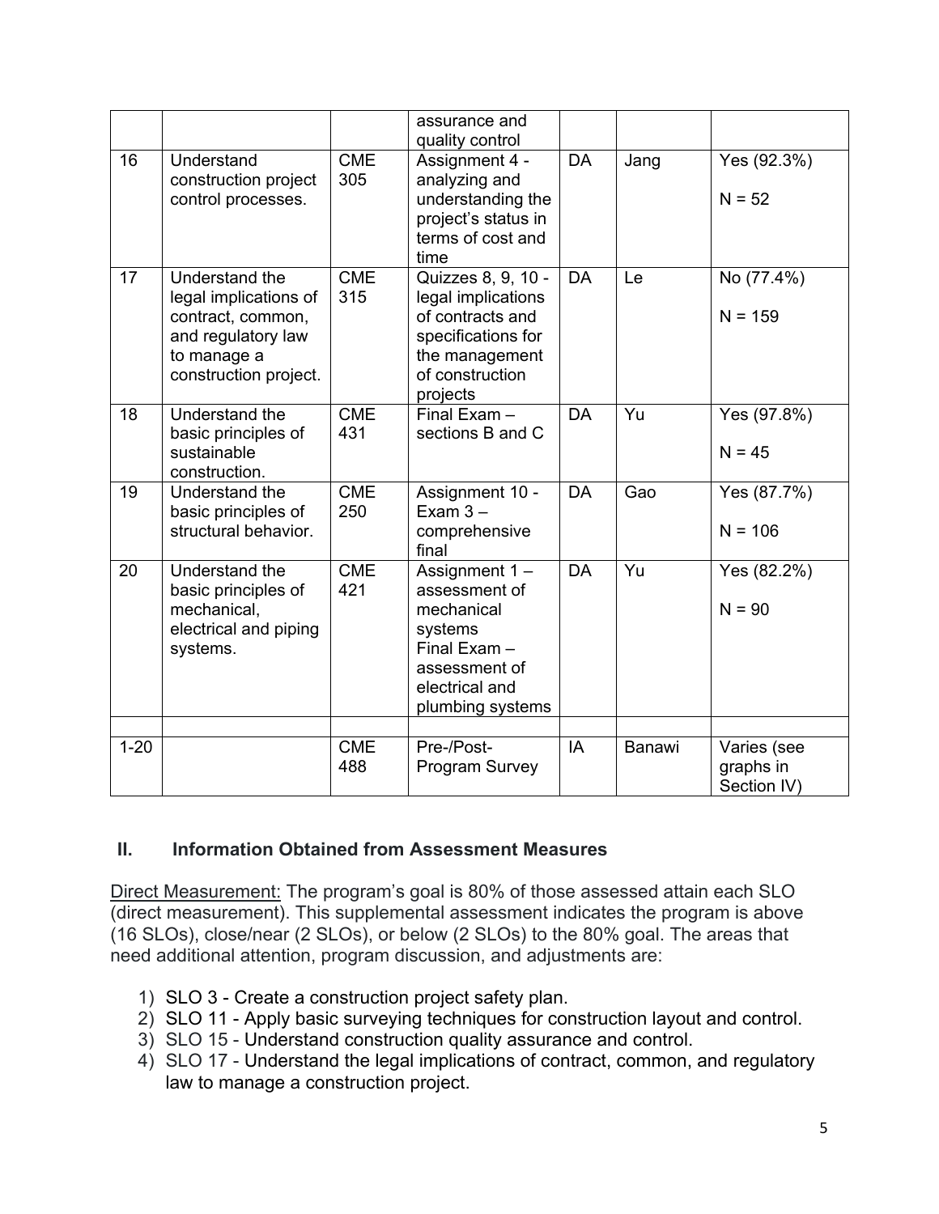| | | | assurance and quality control | | | |
|---|---|---|---|---|---|---|
| 16 | Understand construction project control processes. | CME 305 | Assignment 4 - analyzing and understanding the project's status in terms of cost and time | DA | Jang | Yes (92.3%)<br><br>N = 52 |
| 17 | Understand the legal implications of contract, common, and regulatory law to manage a construction project. | CME 315 | Quizzes 8, 9, 10 - legal implications of contracts and specifications for the management of construction projects | DA | Le | No (77.4%)<br><br>N = 159 |
| 18 | Understand the basic principles of sustainable construction. | CME 431 | Final Exam – sections B and C | DA | Yu | Yes (97.8%)<br><br>N = 45 |
| 19 | Understand the basic principles of structural behavior. | CME 250 | Assignment 10 - Exam 3 – comprehensive final | DA | Gao | Yes (87.7%)<br><br>N = 106 |
| 20 | Understand the basic principles of mechanical, electrical and piping systems. | CME 421 | Assignment 1 – assessment of mechanical systems<br>Final Exam – assessment of electrical and plumbing systems | DA | Yu | Yes (82.2%)<br><br>N = 90 |
| | | | | | | |
| 1-20 | | CME 488 | Pre-/Post-Program Survey | IA | Banawi | Varies (see graphs in Section IV) |

## II. Information Obtained from Assessment Measures

Direct Measurement: The program's goal is 80% of those assessed attain each SLO (direct measurement). This supplemental assessment indicates the program is above (16 SLOs), close/near (2 SLOs), or below (2 SLOs) to the 80% goal. The areas that need additional attention, program discussion, and adjustments are:

1) SLO 3 - Create a construction project safety plan.
2) SLO 11 - Apply basic surveying techniques for construction layout and control.
3) SLO 15 - Understand construction quality assurance and control.
4) SLO 17 - Understand the legal implications of contract, common, and regulatory law to manage a construction project.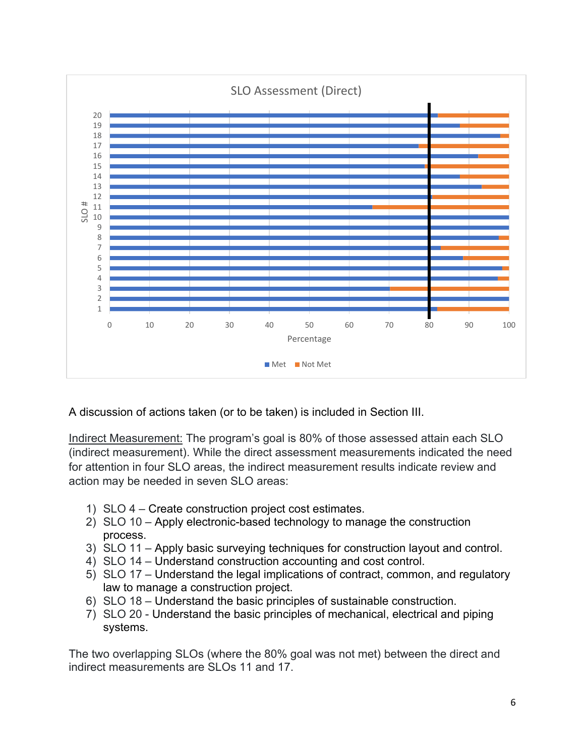A discussion of actions taken (or to be taken) is included in Section III.

Indirect Measurement: The program's goal is 80% of those assessed attain each SLO (indirect measurement). While the direct assessment measurements indicated the need for attention in four SLO areas, the indirect measurement results indicate review and action may be needed in seven SLO areas:

1) SLO 4 – Create construction project cost estimates.
2) SLO 10 – Apply electronic-based technology to manage the construction process.
3) SLO 11 – Apply basic surveying techniques for construction layout and control.
4) SLO 14 – Understand construction accounting and cost control.
5) SLO 17 – Understand the legal implications of contract, common, and regulatory law to manage a construction project.
6) SLO 18 – Understand the basic principles of sustainable construction.
7) SLO 20 - Understand the basic principles of mechanical, electrical and piping systems.

The two overlapping SLOs (where the 80% goal was not met) between the direct and indirect measurements are SLOs 11 and 17.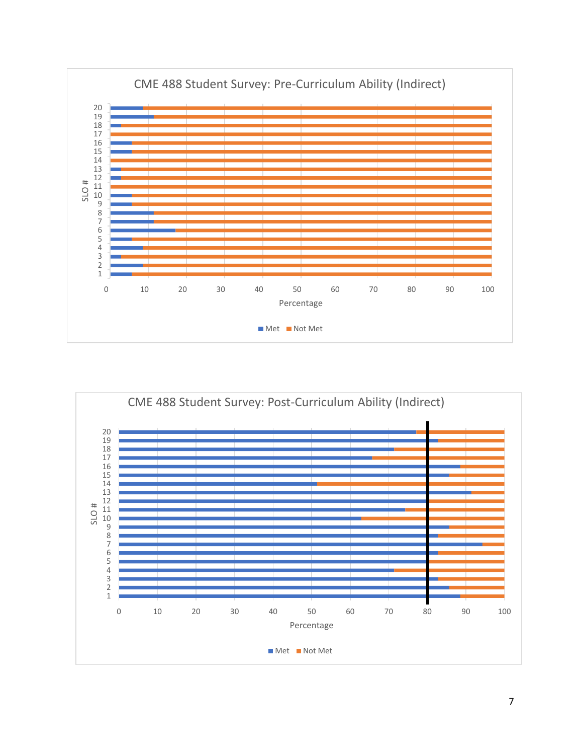**CME 488 Student Survey: Pre-Curriculum Ability (Indirect)**

SLO # (1–20) vs. Percentage (0–100)

■ Met ■ Not Met

**CME 488 Student Survey: Post-Curriculum Ability (Indirect)**

SLO # (1–20) vs. Percentage (0–100)

■ Met ■ Not Met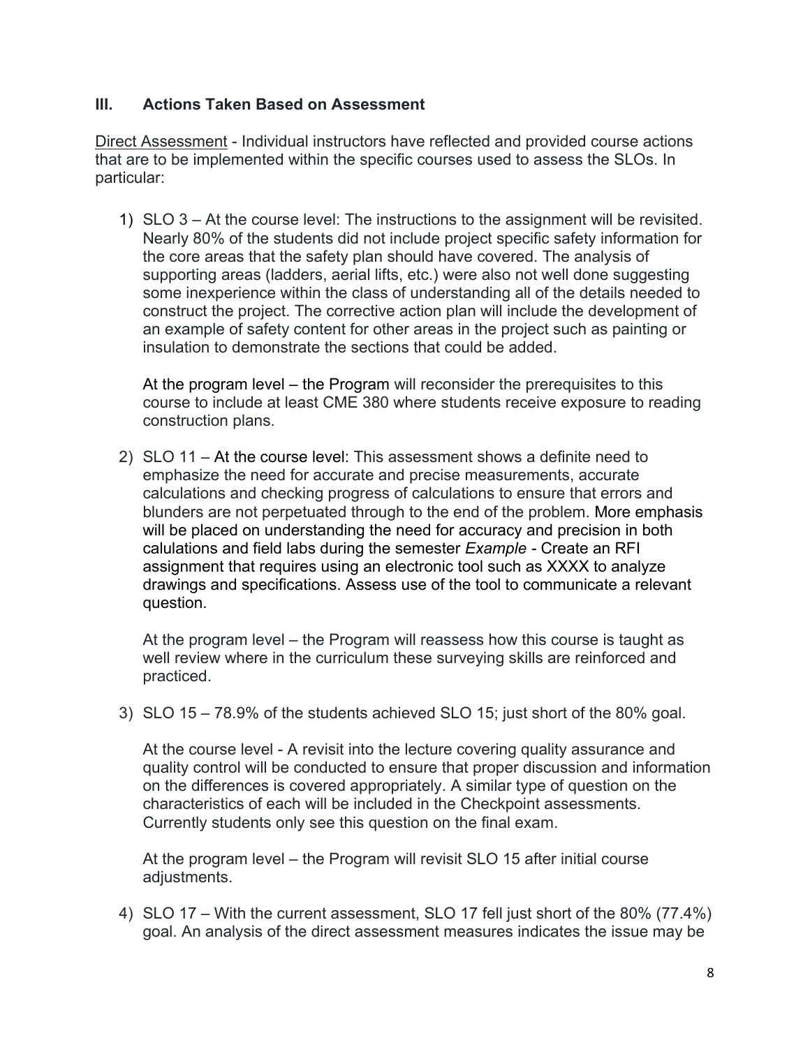### III. Actions Taken Based on Assessment

Direct Assessment - Individual instructors have reflected and provided course actions that are to be implemented within the specific courses used to assess the SLOs. In particular:

1) SLO 3 – At the course level: The instructions to the assignment will be revisited. Nearly 80% of the students did not include project specific safety information for the core areas that the safety plan should have covered. The analysis of supporting areas (ladders, aerial lifts, etc.) were also not well done suggesting some inexperience within the class of understanding all of the details needed to construct the project. The corrective action plan will include the development of an example of safety content for other areas in the project such as painting or insulation to demonstrate the sections that could be added.

   At the program level – the Program will reconsider the prerequisites to this course to include at least CME 380 where students receive exposure to reading construction plans.

2) SLO 11 – At the course level: This assessment shows a definite need to emphasize the need for accurate and precise measurements, accurate calculations and checking progress of calculations to ensure that errors and blunders are not perpetuated through to the end of the problem. More emphasis will be placed on understanding the need for accuracy and precision in both calulations and field labs during the semester *Example* - Create an RFI assignment that requires using an electronic tool such as XXXX to analyze drawings and specifications. Assess use of the tool to communicate a relevant question.

   At the program level – the Program will reassess how this course is taught as well review where in the curriculum these surveying skills are reinforced and practiced.

3) SLO 15 – 78.9% of the students achieved SLO 15; just short of the 80% goal.

   At the course level - A revisit into the lecture covering quality assurance and quality control will be conducted to ensure that proper discussion and information on the differences is covered appropriately. A similar type of question on the characteristics of each will be included in the Checkpoint assessments. Currently students only see this question on the final exam.

   At the program level – the Program will revisit SLO 15 after initial course adjustments.

4) SLO 17 – With the current assessment, SLO 17 fell just short of the 80% (77.4%) goal. An analysis of the direct assessment measures indicates the issue may be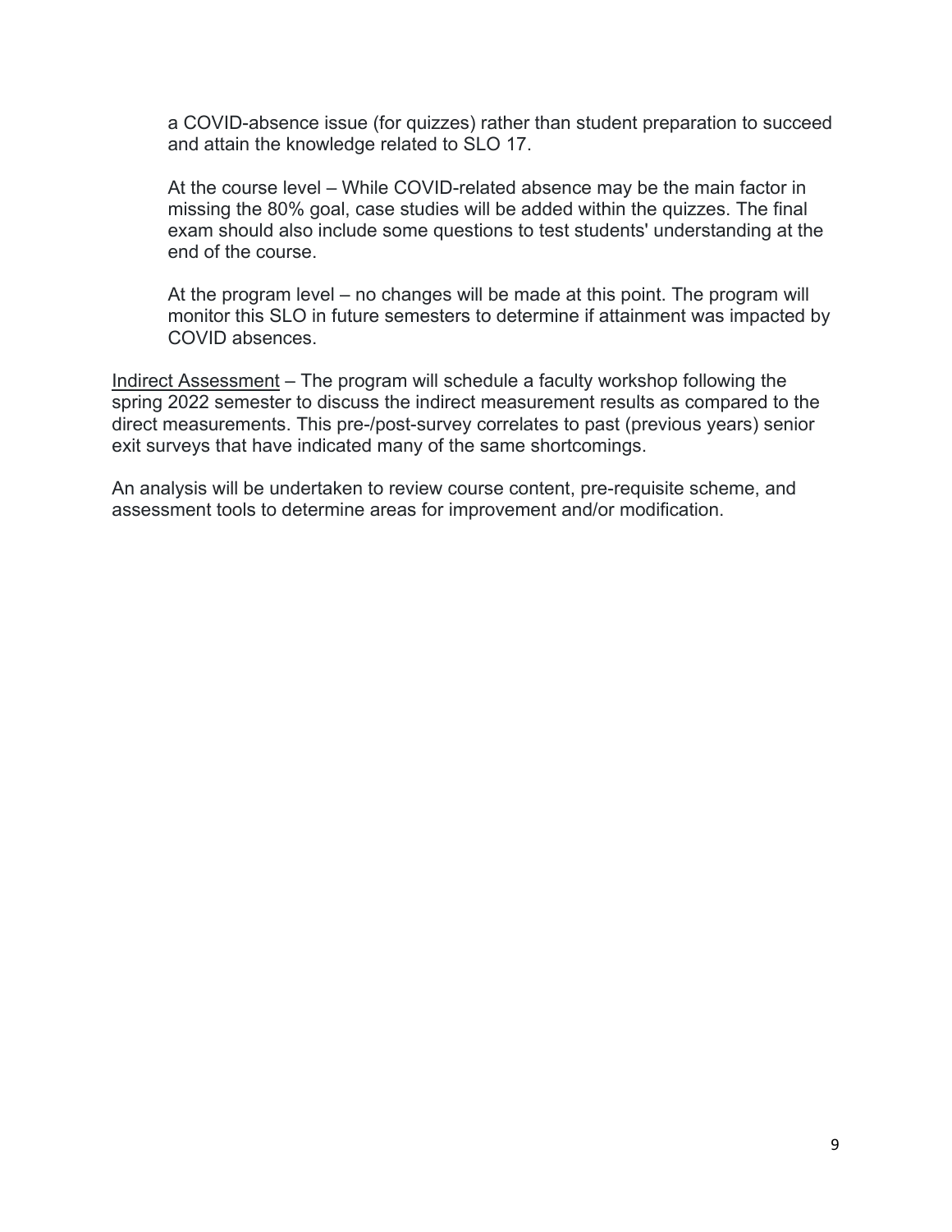a COVID-absence issue (for quizzes) rather than student preparation to succeed and attain the knowledge related to SLO 17.

At the course level – While COVID-related absence may be the main factor in missing the 80% goal, case studies will be added within the quizzes. The final exam should also include some questions to test students' understanding at the end of the course.

At the program level – no changes will be made at this point. The program will monitor this SLO in future semesters to determine if attainment was impacted by COVID absences.

<u>Indirect Assessment</u> – The program will schedule a faculty workshop following the spring 2022 semester to discuss the indirect measurement results as compared to the direct measurements. This pre-/post-survey correlates to past (previous years) senior exit surveys that have indicated many of the same shortcomings.

An analysis will be undertaken to review course content, pre-requisite scheme, and assessment tools to determine areas for improvement and/or modification.